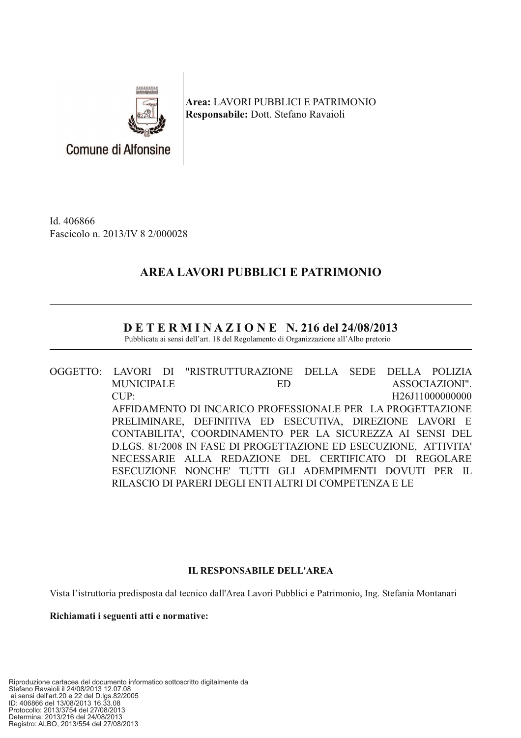Comune di Alfonsine

**Area:** LAVORI PUBBLICI E PATRIMONIO
**Responsabile:** Dott. Stefano Ravaioli

Id. 406866
Fascicolo n. 2013/IV 8 2/000028

## AREA LAVORI PUBBLICI E PATRIMONIO

## D E T E R M I N A Z I O N E N. 216 del 24/08/2013

Pubblicata ai sensi dell'art. 18 del Regolamento di Organizzazione all'Albo pretorio

OGGETTO: LAVORI DI "RISTRUTTURAZIONE DELLA SEDE DELLA POLIZIA MUNICIPALE ED ASSOCIAZIONI". CUP: H26J11000000000 AFFIDAMENTO DI INCARICO PROFESSIONALE PER LA PROGETTAZIONE PRELIMINARE, DEFINITIVA ED ESECUTIVA, DIREZIONE LAVORI E CONTABILITA', COORDINAMENTO PER LA SICUREZZA AI SENSI DEL D.LGS. 81/2008 IN FASE DI PROGETTAZIONE ED ESECUZIONE, ATTIVITA' NECESSARIE ALLA REDAZIONE DEL CERTIFICATO DI REGOLARE ESECUZIONE NONCHE' TUTTI GLI ADEMPIMENTI DOVUTI PER IL RILASCIO DI PARERI DEGLI ENTI ALTRI DI COMPETENZA E LE

**IL RESPONSABILE DELL'AREA**

Vista l'istruttoria predisposta dal tecnico dall'Area Lavori Pubblici e Patrimonio, Ing. Stefania Montanari

**Richiamati i seguenti atti e normative:**

Riproduzione cartacea del documento informatico sottoscritto digitalmente da
Stefano Ravaioli il 24/08/2013 12.07.08
ai sensi dell'art.20 e 22 del D.lgs.82/2005
ID: 406866 del 13/08/2013 16.33.08
Protocollo: 2013/3754 del 27/08/2013
Determina: 2013/216 del 24/08/2013
Registro: ALBO, 2013/554 del 27/08/2013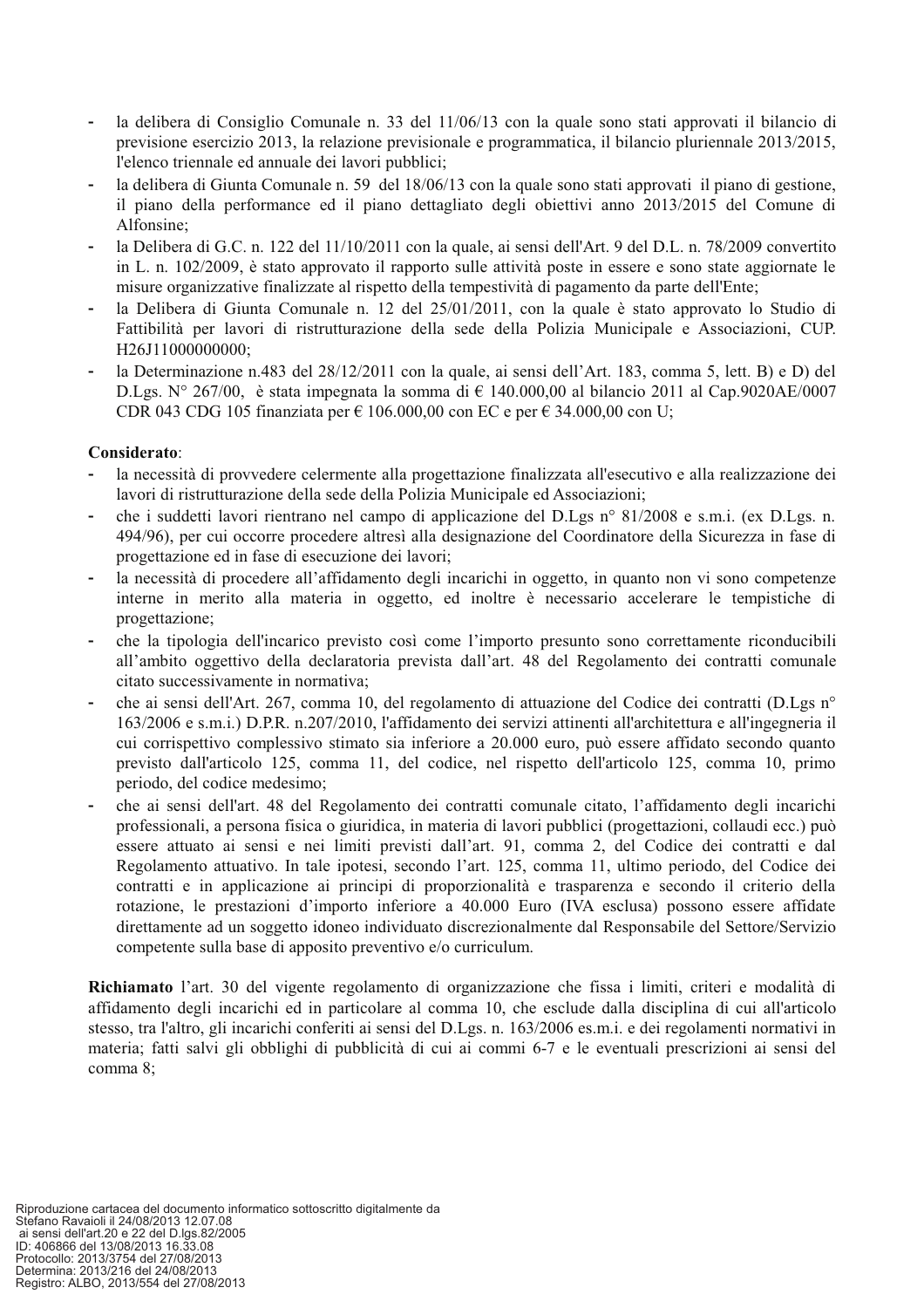- la delibera di Consiglio Comunale n. 33 del 11/06/13 con la quale sono stati approvati il bilancio di previsione esercizio 2013, la relazione previsionale e programmatica, il bilancio pluriennale 2013/2015, l'elenco triennale ed annuale dei lavori pubblici;
- la delibera di Giunta Comunale n. 59 del 18/06/13 con la quale sono stati approvati il piano di gestione, il piano della performance ed il piano dettagliato degli obiettivi anno 2013/2015 del Comune di Alfonsine;
- la Delibera di G.C. n. 122 del 11/10/2011 con la quale, ai sensi dell'Art. 9 del D.L. n. 78/2009 convertito in L. n. 102/2009, è stato approvato il rapporto sulle attività poste in essere e sono state aggiornate le misure organizzative finalizzate al rispetto della tempestività di pagamento da parte dell'Ente;
- la Delibera di Giunta Comunale n. 12 del 25/01/2011, con la quale è stato approvato lo Studio di Fattibilità per lavori di ristrutturazione della sede della Polizia Municipale e Associazioni, CUP. H26J11000000000;
- la Determinazione n.483 del 28/12/2011 con la quale, ai sensi dell'Art. 183, comma 5, lett. B) e D) del D.Lgs. N° 267/00, è stata impegnata la somma di € 140.000,00 al bilancio 2011 al Cap.9020AE/0007 CDR 043 CDG 105 finanziata per € 106.000,00 con EC e per € 34.000,00 con U;

**Considerato**:

- la necessità di provvedere celermente alla progettazione finalizzata all'esecutivo e alla realizzazione dei lavori di ristrutturazione della sede della Polizia Municipale ed Associazioni;
- che i suddetti lavori rientrano nel campo di applicazione del D.Lgs n° 81/2008 e s.m.i. (ex D.Lgs. n. 494/96), per cui occorre procedere altresì alla designazione del Coordinatore della Sicurezza in fase di progettazione ed in fase di esecuzione dei lavori;
- la necessità di procedere all'affidamento degli incarichi in oggetto, in quanto non vi sono competenze interne in merito alla materia in oggetto, ed inoltre è necessario accelerare le tempistiche di progettazione;
- che la tipologia dell'incarico previsto così come l'importo presunto sono correttamente riconducibili all'ambito oggettivo della declaratoria prevista dall'art. 48 del Regolamento dei contratti comunale citato successivamente in normativa;
- che ai sensi dell'Art. 267, comma 10, del regolamento di attuazione del Codice dei contratti (D.Lgs n° 163/2006 e s.m.i.) D.P.R. n.207/2010, l'affidamento dei servizi attinenti all'architettura e all'ingegneria il cui corrispettivo complessivo stimato sia inferiore a 20.000 euro, può essere affidato secondo quanto previsto dall'articolo 125, comma 11, del codice, nel rispetto dell'articolo 125, comma 10, primo periodo, del codice medesimo;
- che ai sensi dell'art. 48 del Regolamento dei contratti comunale citato, l'affidamento degli incarichi professionali, a persona fisica o giuridica, in materia di lavori pubblici (progettazioni, collaudi ecc.) può essere attuato ai sensi e nei limiti previsti dall'art. 91, comma 2, del Codice dei contratti e dal Regolamento attuativo. In tale ipotesi, secondo l'art. 125, comma 11, ultimo periodo, del Codice dei contratti e in applicazione ai principi di proporzionalità e trasparenza e secondo il criterio della rotazione, le prestazioni d'importo inferiore a 40.000 Euro (IVA esclusa) possono essere affidate direttamente ad un soggetto idoneo individuato discrezionalmente dal Responsabile del Settore/Servizio competente sulla base di apposito preventivo e/o curriculum.

**Richiamato** l'art. 30 del vigente regolamento di organizzazione che fissa i limiti, criteri e modalità di affidamento degli incarichi ed in particolare al comma 10, che esclude dalla disciplina di cui all'articolo stesso, tra l'altro, gli incarichi conferiti ai sensi del D.Lgs. n. 163/2006 es.m.i. e dei regolamenti normativi in materia; fatti salvi gli obblighi di pubblicità di cui ai commi 6-7 e le eventuali prescrizioni ai sensi del comma 8;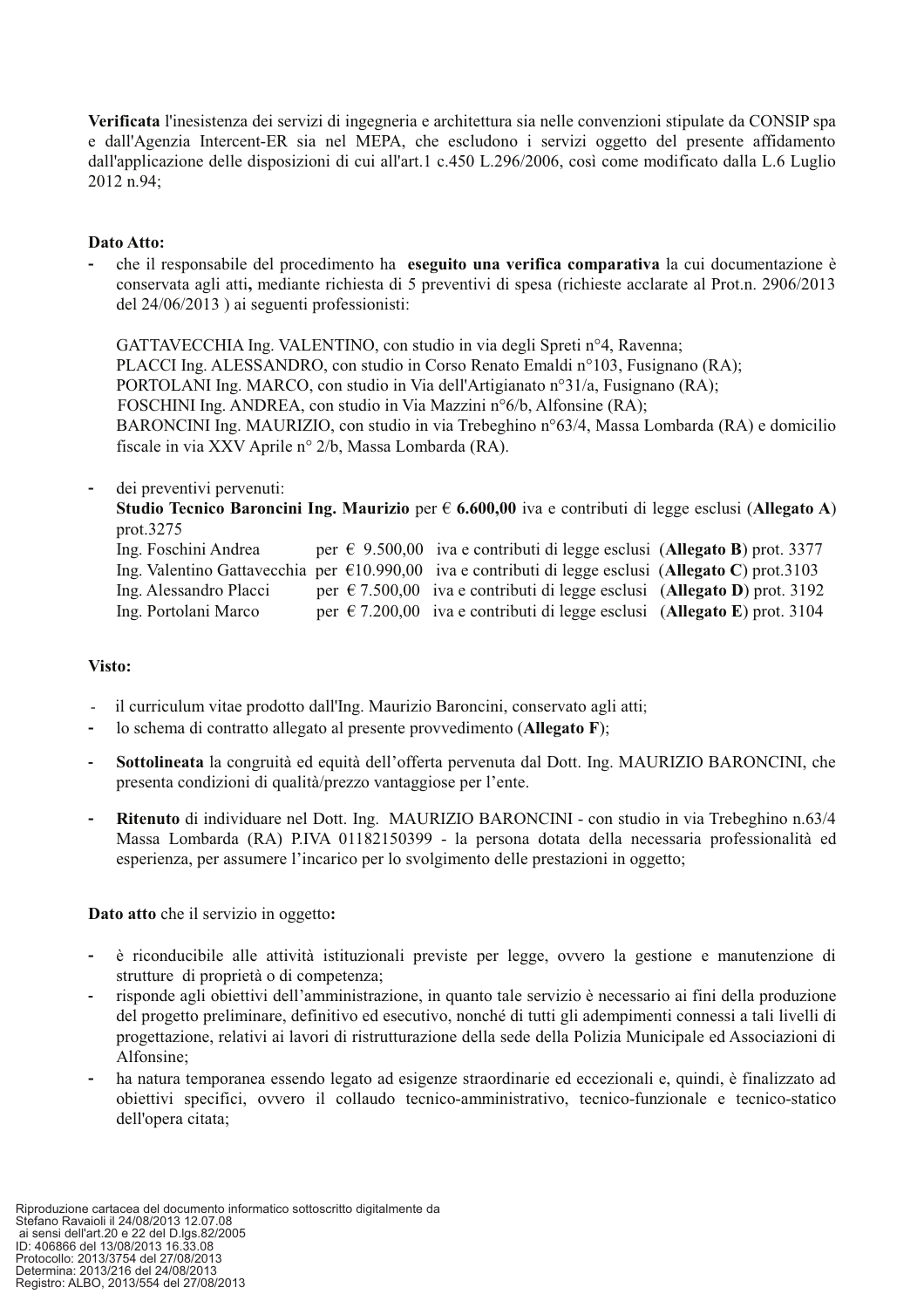**Verificata** l'inesistenza dei servizi di ingegneria e architettura sia nelle convenzioni stipulate da CONSIP spa e dall'Agenzia Intercent-ER sia nel MEPA, che escludono i servizi oggetto del presente affidamento dall'applicazione delle disposizioni di cui all'art.1 c.450 L.296/2006, così come modificato dalla L.6 Luglio 2012 n.94;

**Dato Atto:**

- che il responsabile del procedimento ha **eseguito una verifica comparativa** la cui documentazione è conservata agli atti**,** mediante richiesta di 5 preventivi di spesa (richieste acclarate al Prot.n. 2906/2013 del 24/06/2013 ) ai seguenti professionisti:

  GATTAVECCHIA Ing. VALENTINO, con studio in via degli Spreti n°4, Ravenna;
  PLACCI Ing. ALESSANDRO, con studio in Corso Renato Emaldi n°103, Fusignano (RA);
  PORTOLANI Ing. MARCO, con studio in Via dell'Artigianato n°31/a, Fusignano (RA);
  FOSCHINI Ing. ANDREA, con studio in Via Mazzini n°6/b, Alfonsine (RA);
  BARONCINI Ing. MAURIZIO, con studio in via Trebeghino n°63/4, Massa Lombarda (RA) e domicilio fiscale in via XXV Aprile n° 2/b, Massa Lombarda (RA).

- dei preventivi pervenuti:
  **Studio Tecnico Baroncini Ing. Maurizio** per € **6.600,00** iva e contributi di legge esclusi (**Allegato A**) prot.3275
  Ing. Foschini Andrea per € 9.500,00 iva e contributi di legge esclusi (**Allegato B**) prot. 3377
  Ing. Valentino Gattavecchia per €10.990,00 iva e contributi di legge esclusi (**Allegato C**) prot.3103
  Ing. Alessandro Placci per € 7.500,00 iva e contributi di legge esclusi (**Allegato D**) prot. 3192
  Ing. Portolani Marco per € 7.200,00 iva e contributi di legge esclusi (**Allegato E**) prot. 3104

**Visto:**

- il curriculum vitae prodotto dall'Ing. Maurizio Baroncini, conservato agli atti;
- lo schema di contratto allegato al presente provvedimento (**Allegato F**);
- **Sottolineata** la congruità ed equità dell'offerta pervenuta dal Dott. Ing. MAURIZIO BARONCINI, che presenta condizioni di qualità/prezzo vantaggiose per l'ente.
- **Ritenuto** di individuare nel Dott. Ing. MAURIZIO BARONCINI - con studio in via Trebeghino n.63/4 Massa Lombarda (RA) P.IVA 01182150399 - la persona dotata della necessaria professionalità ed esperienza, per assumere l'incarico per lo svolgimento delle prestazioni in oggetto;

**Dato atto** che il servizio in oggetto**:**

- è riconducibile alle attività istituzionali previste per legge, ovvero la gestione e manutenzione di strutture di proprietà o di competenza;
- risponde agli obiettivi dell'amministrazione, in quanto tale servizio è necessario ai fini della produzione del progetto preliminare, definitivo ed esecutivo, nonché di tutti gli adempimenti connessi a tali livelli di progettazione, relativi ai lavori di ristrutturazione della sede della Polizia Municipale ed Associazioni di Alfonsine;
- ha natura temporanea essendo legato ad esigenze straordinarie ed eccezionali e, quindi, è finalizzato ad obiettivi specifici, ovvero il collaudo tecnico-amministrativo, tecnico-funzionale e tecnico-statico dell'opera citata;

Riproduzione cartacea del documento informatico sottoscritto digitalmente da
Stefano Ravaioli il 24/08/2013 12.07.08
ai sensi dell'art.20 e 22 del D.lgs.82/2005
ID: 406866 del 13/08/2013 16.33.08
Protocollo: 2013/3754 del 27/08/2013
Determina: 2013/216 del 24/08/2013
Registro: ALBO, 2013/554 del 27/08/2013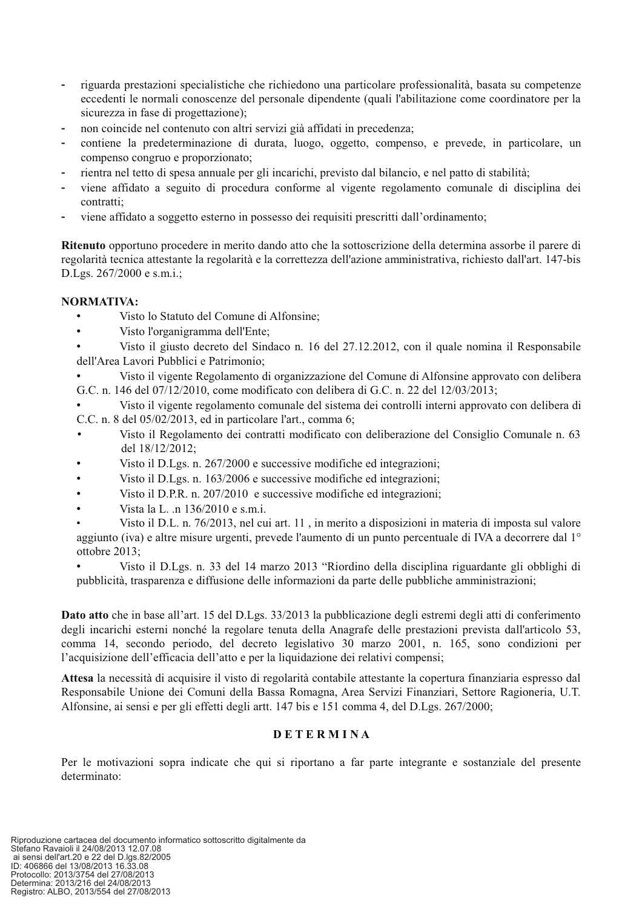- riguarda prestazioni specialistiche che richiedono una particolare professionalità, basata su competenze eccedenti le normali conoscenze del personale dipendente (quali l'abilitazione come coordinatore per la sicurezza in fase di progettazione);
- non coincide nel contenuto con altri servizi già affidati in precedenza;
- contiene la predeterminazione di durata, luogo, oggetto, compenso, e prevede, in particolare, un compenso congruo e proporzionato;
- rientra nel tetto di spesa annuale per gli incarichi, previsto dal bilancio, e nel patto di stabilità;
- viene affidato a seguito di procedura conforme al vigente regolamento comunale di disciplina dei contratti;
- viene affidato a soggetto esterno in possesso dei requisiti prescritti dall'ordinamento;

**Ritenuto** opportuno procedere in merito dando atto che la sottoscrizione della determina assorbe il parere di regolarità tecnica attestante la regolarità e la correttezza dell'azione amministrativa, richiesto dall'art. 147-bis D.Lgs. 267/2000 e s.m.i.;

**NORMATIVA:**

- Visto lo Statuto del Comune di Alfonsine;
- Visto l'organigramma dell'Ente;
- Visto il giusto decreto del Sindaco n. 16 del 27.12.2012, con il quale nomina il Responsabile dell'Area Lavori Pubblici e Patrimonio;
- Visto il vigente Regolamento di organizzazione del Comune di Alfonsine approvato con delibera G.C. n. 146 del 07/12/2010, come modificato con delibera di G.C. n. 22 del 12/03/2013;
- Visto il vigente regolamento comunale del sistema dei controlli interni approvato con delibera di C.C. n. 8 del 05/02/2013, ed in particolare l'art., comma 6;
- Visto il Regolamento dei contratti modificato con deliberazione del Consiglio Comunale n. 63 del 18/12/2012;
- Visto il D.Lgs. n. 267/2000 e successive modifiche ed integrazioni;
- Visto il D.Lgs. n. 163/2006 e successive modifiche ed integrazioni;
- Visto il D.P.R. n. 207/2010 e successive modifiche ed integrazioni;
- Vista la L. .n 136/2010 e s.m.i.
- Visto il D.L. n. 76/2013, nel cui art. 11 , in merito a disposizioni in materia di imposta sul valore aggiunto (iva) e altre misure urgenti, prevede l'aumento di un punto percentuale di IVA a decorrere dal 1° ottobre 2013;
- Visto il D.Lgs. n. 33 del 14 marzo 2013 "Riordino della disciplina riguardante gli obblighi di pubblicità, trasparenza e diffusione delle informazioni da parte delle pubbliche amministrazioni;

**Dato atto** che in base all'art. 15 del D.Lgs. 33/2013 la pubblicazione degli estremi degli atti di conferimento degli incarichi esterni nonché la regolare tenuta della Anagrafe delle prestazioni prevista dall'articolo 53, comma 14, secondo periodo, del decreto legislativo 30 marzo 2001, n. 165, sono condizioni per l'acquisizione dell'efficacia dell'atto e per la liquidazione dei relativi compensi;

**Attesa** la necessità di acquisire il visto di regolarità contabile attestante la copertura finanziaria espresso dal Responsabile Unione dei Comuni della Bassa Romagna, Area Servizi Finanziari, Settore Ragioneria, U.T. Alfonsine, ai sensi e per gli effetti degli artt. 147 bis e 151 comma 4, del D.Lgs. 267/2000;

## D E T E R M I N A

Per le motivazioni sopra indicate che qui si riportano a far parte integrante e sostanziale del presente determinato:

Riproduzione cartacea del documento informatico sottoscritto digitalmente da
Stefano Ravaioli il 24/08/2013 12.07.08
ai sensi dell'art.20 e 22 del D.lgs.82/2005
ID: 406866 del 13/08/2013 16.33.08
Protocollo: 2013/3754 del 27/08/2013
Determina: 2013/216 del 24/08/2013
Registro: ALBO, 2013/554 del 27/08/2013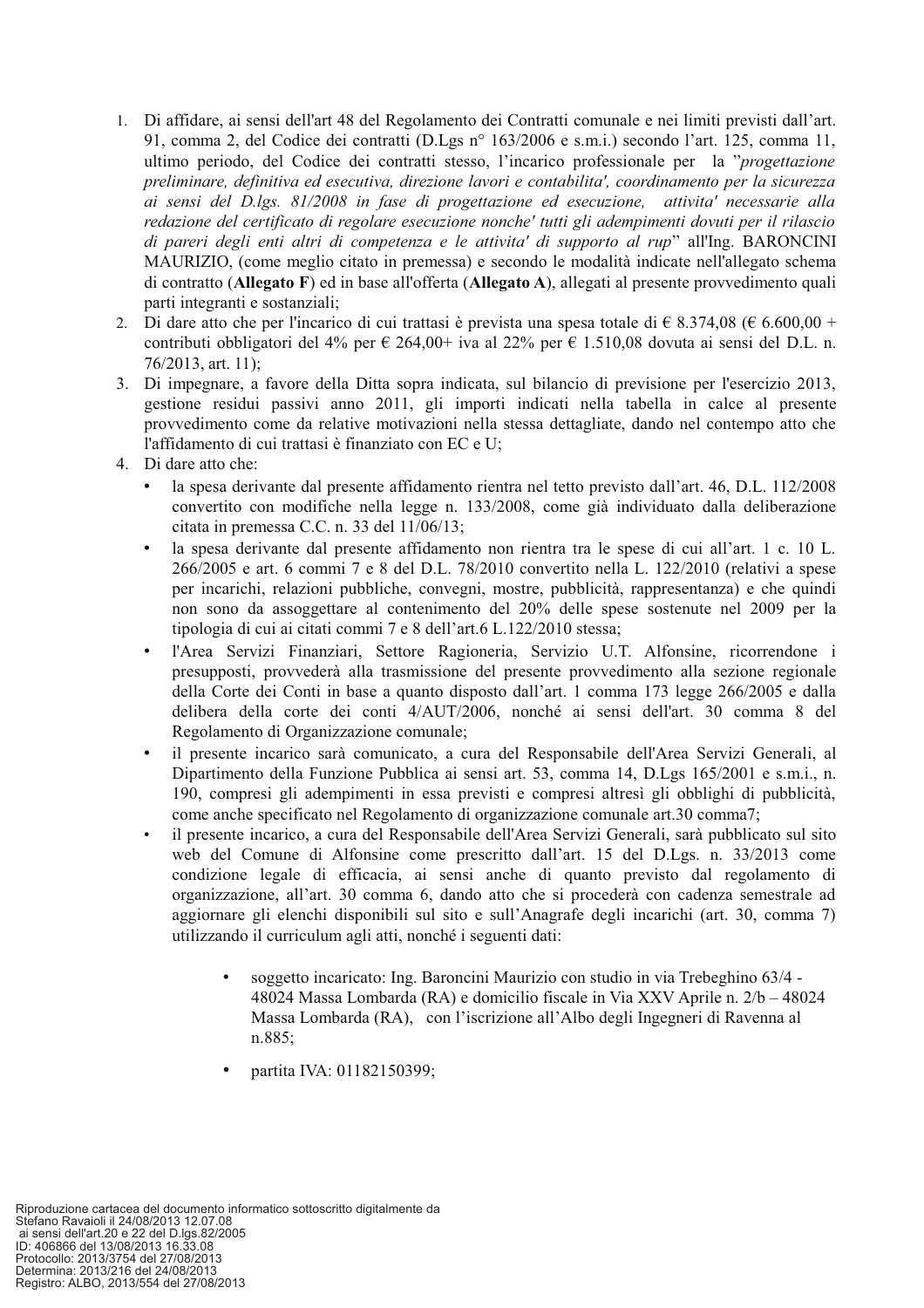1. Di affidare, ai sensi dell'art 48 del Regolamento dei Contratti comunale e nei limiti previsti dall'art. 91, comma 2, del Codice dei contratti (D.Lgs n° 163/2006 e s.m.i.) secondo l'art. 125, comma 11, ultimo periodo, del Codice dei contratti stesso, l'incarico professionale per la "*progettazione preliminare, definitiva ed esecutiva, direzione lavori e contabilita', coordinamento per la sicurezza ai sensi del D.lgs. 81/2008 in fase di progettazione ed esecuzione, attivita' necessarie alla redazione del certificato di regolare esecuzione nonche' tutti gli adempimenti dovuti per il rilascio di pareri degli enti altri di competenza e le attivita' di supporto al rup*" all'Ing. BARONCINI MAURIZIO, (come meglio citato in premessa) e secondo le modalità indicate nell'allegato schema di contratto (**Allegato F**) ed in base all'offerta (**Allegato A**), allegati al presente provvedimento quali parti integranti e sostanziali;
2. Di dare atto che per l'incarico di cui trattasi è prevista una spesa totale di € 8.374,08 (€ 6.600,00 + contributi obbligatori del 4% per € 264,00+ iva al 22% per € 1.510,08 dovuta ai sensi del D.L. n. 76/2013, art. 11);
3. Di impegnare, a favore della Ditta sopra indicata, sul bilancio di previsione per l'esercizio 2013, gestione residui passivi anno 2011, gli importi indicati nella tabella in calce al presente provvedimento come da relative motivazioni nella stessa dettagliate, dando nel contempo atto che l'affidamento di cui trattasi è finanziato con EC e U;
4. Di dare atto che:
   - la spesa derivante dal presente affidamento rientra nel tetto previsto dall'art. 46, D.L. 112/2008 convertito con modifiche nella legge n. 133/2008, come già individuato dalla deliberazione citata in premessa C.C. n. 33 del 11/06/13;
   - la spesa derivante dal presente affidamento non rientra tra le spese di cui all'art. 1 c. 10 L. 266/2005 e art. 6 commi 7 e 8 del D.L. 78/2010 convertito nella L. 122/2010 (relativi a spese per incarichi, relazioni pubbliche, convegni, mostre, pubblicità, rappresentanza) e che quindi non sono da assoggettare al contenimento del 20% delle spese sostenute nel 2009 per la tipologia di cui ai citati commi 7 e 8 dell'art.6 L.122/2010 stessa;
   - l'Area Servizi Finanziari, Settore Ragioneria, Servizio U.T. Alfonsine, ricorrendone i presupposti, provvederà alla trasmissione del presente provvedimento alla sezione regionale della Corte dei Conti in base a quanto disposto dall'art. 1 comma 173 legge 266/2005 e dalla delibera della corte dei conti 4/AUT/2006, nonché ai sensi dell'art. 30 comma 8 del Regolamento di Organizzazione comunale;
   - il presente incarico sarà comunicato, a cura del Responsabile dell'Area Servizi Generali, al Dipartimento della Funzione Pubblica ai sensi art. 53, comma 14, D.Lgs 165/2001 e s.m.i., n. 190, compresi gli adempimenti in essa previsti e compresi altresì gli obblighi di pubblicità, come anche specificato nel Regolamento di organizzazione comunale art.30 comma7;
   - il presente incarico, a cura del Responsabile dell'Area Servizi Generali, sarà pubblicato sul sito web del Comune di Alfonsine come prescritto dall'art. 15 del D.Lgs. n. 33/2013 come condizione legale di efficacia, ai sensi anche di quanto previsto dal regolamento di organizzazione, all'art. 30 comma 6, dando atto che si procederà con cadenza semestrale ad aggiornare gli elenchi disponibili sul sito e sull'Anagrafe degli incarichi (art. 30, comma 7) utilizzando il curriculum agli atti, nonché i seguenti dati:

     - soggetto incaricato: Ing. Baroncini Maurizio con studio in via Trebeghino 63/4 - 48024 Massa Lombarda (RA) e domicilio fiscale in Via XXV Aprile n. 2/b – 48024 Massa Lombarda (RA), con l'iscrizione all'Albo degli Ingegneri di Ravenna al n.885;

     - partita IVA: 01182150399;

Riproduzione cartacea del documento informatico sottoscritto digitalmente da Stefano Ravaioli il 24/08/2013 12.07.08 ai sensi dell'art.20 e 22 del D.lgs.82/2005
ID: 406866 del 13/08/2013 16.33.08
Protocollo: 2013/3754 del 27/08/2013
Determina: 2013/216 del 24/08/2013
Registro: ALBO, 2013/554 del 27/08/2013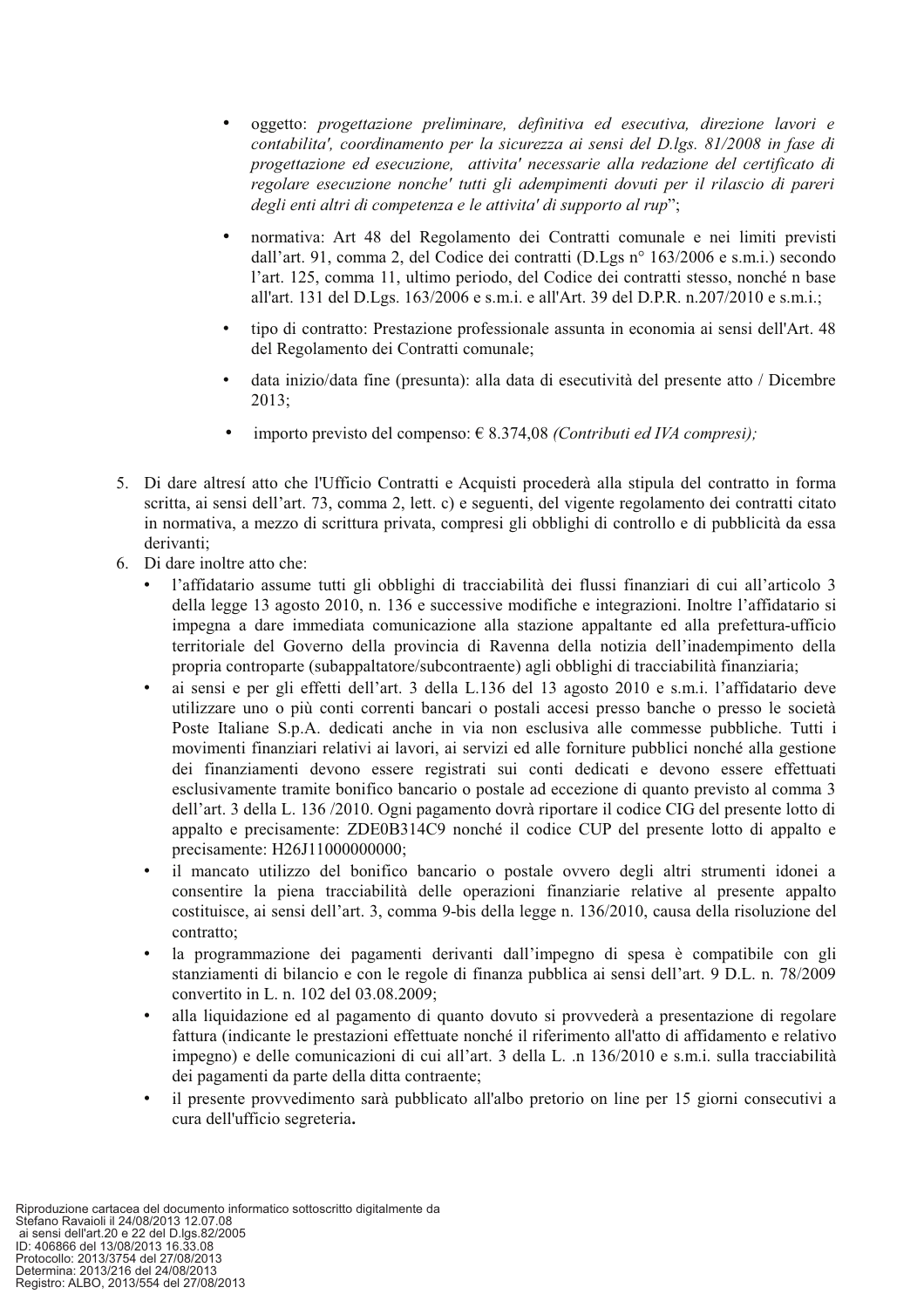- oggetto: *progettazione preliminare, definitiva ed esecutiva, direzione lavori e contabilita', coordinamento per la sicurezza ai sensi del D.lgs. 81/2008 in fase di progettazione ed esecuzione, attivita' necessarie alla redazione del certificato di regolare esecuzione nonche' tutti gli adempimenti dovuti per il rilascio di pareri degli enti altri di competenza e le attivita' di supporto al rup*";

- normativa: Art 48 del Regolamento dei Contratti comunale e nei limiti previsti dall'art. 91, comma 2, del Codice dei contratti (D.Lgs n° 163/2006 e s.m.i.) secondo l'art. 125, comma 11, ultimo periodo, del Codice dei contratti stesso, nonché n base all'art. 131 del D.Lgs. 163/2006 e s.m.i. e all'Art. 39 del D.P.R. n.207/2010 e s.m.i.;

- tipo di contratto: Prestazione professionale assunta in economia ai sensi dell'Art. 48 del Regolamento dei Contratti comunale;

- data inizio/data fine (presunta): alla data di esecutività del presente atto / Dicembre 2013;

- importo previsto del compenso: € 8.374,08 *(Contributi ed IVA compresi);*

5. Di dare altresí atto che l'Ufficio Contratti e Acquisti procederà alla stipula del contratto in forma scritta, ai sensi dell'art. 73, comma 2, lett. c) e seguenti, del vigente regolamento dei contratti citato in normativa, a mezzo di scrittura privata, compresi gli obblighi di controllo e di pubblicità da essa derivanti;
6. Di dare inoltre atto che:
   - l'affidatario assume tutti gli obblighi di tracciabilità dei flussi finanziari di cui all'articolo 3 della legge 13 agosto 2010, n. 136 e successive modifiche e integrazioni. Inoltre l'affidatario si impegna a dare immediata comunicazione alla stazione appaltante ed alla prefettura-ufficio territoriale del Governo della provincia di Ravenna della notizia dell'inadempimento della propria controparte (subappaltatore/subcontraente) agli obblighi di tracciabilità finanziaria;
   - ai sensi e per gli effetti dell'art. 3 della L.136 del 13 agosto 2010 e s.m.i. l'affidatario deve utilizzare uno o più conti correnti bancari o postali accesi presso banche o presso le società Poste Italiane S.p.A. dedicati anche in via non esclusiva alle commesse pubbliche. Tutti i movimenti finanziari relativi ai lavori, ai servizi ed alle forniture pubblici nonché alla gestione dei finanziamenti devono essere registrati sui conti dedicati e devono essere effettuati esclusivamente tramite bonifico bancario o postale ad eccezione di quanto previsto al comma 3 dell'art. 3 della L. 136 /2010. Ogni pagamento dovrà riportare il codice CIG del presente lotto di appalto e precisamente: ZDE0B314C9 nonché il codice CUP del presente lotto di appalto e precisamente: H26J11000000000;
   - il mancato utilizzo del bonifico bancario o postale ovvero degli altri strumenti idonei a consentire la piena tracciabilità delle operazioni finanziarie relative al presente appalto costituisce, ai sensi dell'art. 3, comma 9-bis della legge n. 136/2010, causa della risoluzione del contratto;
   - la programmazione dei pagamenti derivanti dall'impegno di spesa è compatibile con gli stanziamenti di bilancio e con le regole di finanza pubblica ai sensi dell'art. 9 D.L. n. 78/2009 convertito in L. n. 102 del 03.08.2009;
   - alla liquidazione ed al pagamento di quanto dovuto si provvederà a presentazione di regolare fattura (indicante le prestazioni effettuate nonché il riferimento all'atto di affidamento e relativo impegno) e delle comunicazioni di cui all'art. 3 della L. .n 136/2010 e s.m.i. sulla tracciabilità dei pagamenti da parte della ditta contraente;
   - il presente provvedimento sarà pubblicato all'albo pretorio on line per 15 giorni consecutivi a cura dell'ufficio segreteria**.**

Riproduzione cartacea del documento informatico sottoscritto digitalmente da
Stefano Ravaioli il 24/08/2013 12.07.08
ai sensi dell'art.20 e 22 del D.lgs.82/2005
ID: 406866 del 13/08/2013 16.33.08
Protocollo: 2013/3754 del 27/08/2013
Determina: 2013/216 del 24/08/2013
Registro: ALBO, 2013/554 del 27/08/2013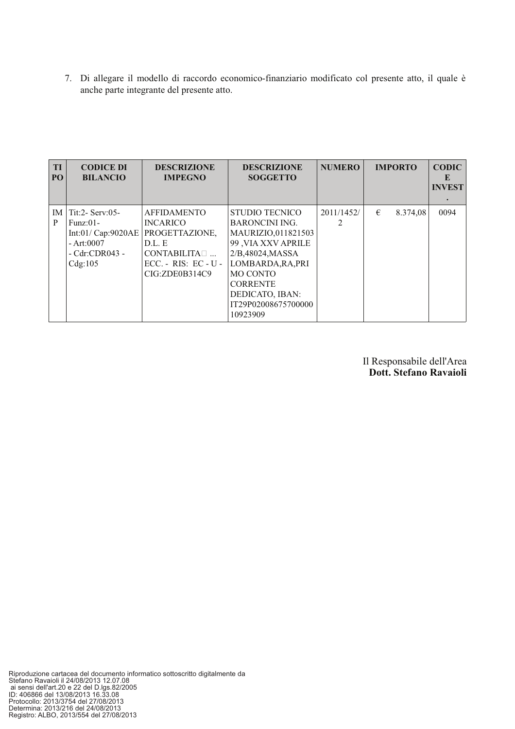7. Di allegare il modello di raccordo economico-finanziario modificato col presente atto, il quale è anche parte integrante del presente atto.

| TIPO | CODICE DI BILANCIO | DESCRIZIONE IMPEGNO | DESCRIZIONE SOGGETTO | NUMERO | IMPORTO | CODICE INVEST. |
|---|---|---|---|---|---|---|
| IMP | Tit:2- Serv:05- Funz:01- Int:01/ Cap:9020AE - Art:0007 - Cdr:CDR043 - Cdg:105 | AFFIDAMENTO INCARICO PROGETTAZIONE, D.L. E CONTABILITA□ ... ECC. - RIS: EC - U - CIG:ZDE0B314C9 | STUDIO TECNICO BARONCINI ING. MAURIZIO,01182150399 ,VIA XXV APRILE 2/B,48024,MASSA LOMBARDA,RA,PRIMO CONTO CORRENTE DEDICATO, IBAN: IT29P0200867570000010923909 | 2011/1452/2 | € 8.374,08 | 0094 |

Il Responsabile dell'Area
**Dott. Stefano Ravaioli**

Riproduzione cartacea del documento informatico sottoscritto digitalmente da
Stefano Ravaioli il 24/08/2013 12.07.08
ai sensi dell'art.20 e 22 del D.lgs.82/2005
ID: 406866 del 13/08/2013 16.33.08
Protocollo: 2013/3754 del 27/08/2013
Determina: 2013/216 del 24/08/2013
Registro: ALBO, 2013/554 del 27/08/2013